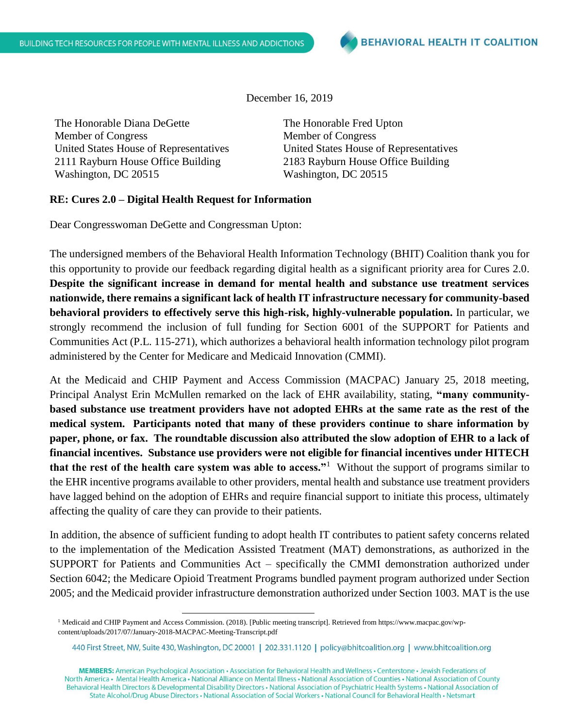December 16, 2019

The Honorable Diana DeGette
Member of Congress
United States House of Representatives
2111 Rayburn House Office Building
Washington, DC 20515

The Honorable Fred Upton
Member of Congress
United States House of Representatives
2183 Rayburn House Office Building
Washington, DC 20515

**RE: Cures 2.0 – Digital Health Request for Information**

Dear Congresswoman DeGette and Congressman Upton:

The undersigned members of the Behavioral Health Information Technology (BHIT) Coalition thank you for this opportunity to provide our feedback regarding digital health as a significant priority area for Cures 2.0. **Despite the significant increase in demand for mental health and substance use treatment services nationwide, there remains a significant lack of health IT infrastructure necessary for community-based behavioral providers to effectively serve this high-risk, highly-vulnerable population.** In particular, we strongly recommend the inclusion of full funding for Section 6001 of the SUPPORT for Patients and Communities Act (P.L. 115-271), which authorizes a behavioral health information technology pilot program administered by the Center for Medicare and Medicaid Innovation (CMMI).

At the Medicaid and CHIP Payment and Access Commission (MACPAC) January 25, 2018 meeting, Principal Analyst Erin McMullen remarked on the lack of EHR availability, stating, **"many community-based substance use treatment providers have not adopted EHRs at the same rate as the rest of the medical system. Participants noted that many of these providers continue to share information by paper, phone, or fax. The roundtable discussion also attributed the slow adoption of EHR to a lack of financial incentives. Substance use providers were not eligible for financial incentives under HITECH that the rest of the health care system was able to access."**[1] Without the support of programs similar to the EHR incentive programs available to other providers, mental health and substance use treatment providers have lagged behind on the adoption of EHRs and require financial support to initiate this process, ultimately affecting the quality of care they can provide to their patients.

In addition, the absence of sufficient funding to adopt health IT contributes to patient safety concerns related to the implementation of the Medication Assisted Treatment (MAT) demonstrations, as authorized in the SUPPORT for Patients and Communities Act – specifically the CMMI demonstration authorized under Section 6042; the Medicare Opioid Treatment Programs bundled payment program authorized under Section 2005; and the Medicaid provider infrastructure demonstration authorized under Section 1003. MAT is the use

[1] Medicaid and CHIP Payment and Access Commission. (2018). [Public meeting transcript]. Retrieved from https://www.macpac.gov/wp-content/uploads/2017/07/January-2018-MACPAC-Meeting-Transcript.pdf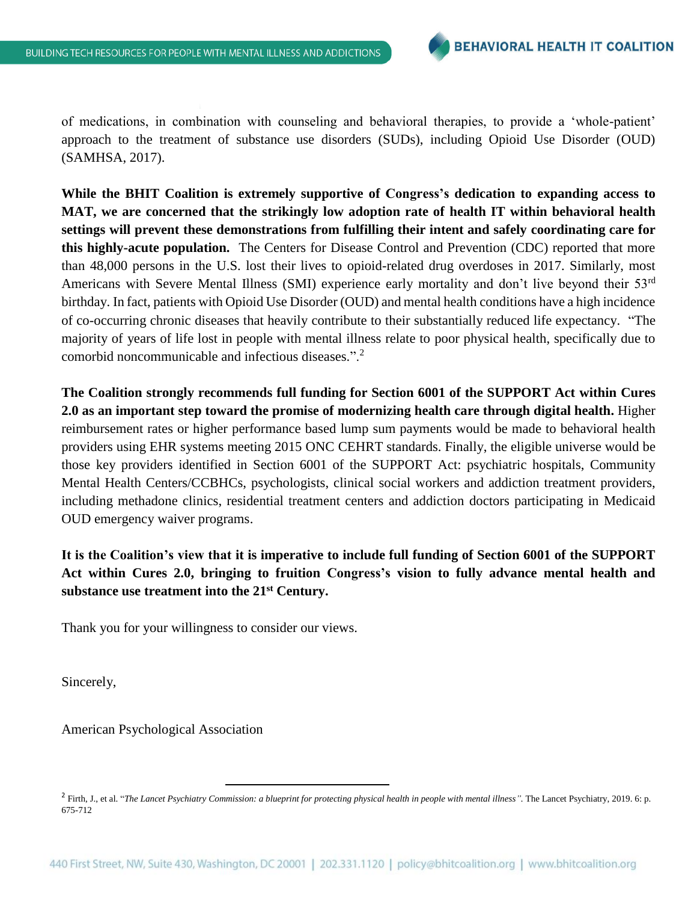of medications, in combination with counseling and behavioral therapies, to provide a 'whole-patient' approach to the treatment of substance use disorders (SUDs), including Opioid Use Disorder (OUD) (SAMHSA, 2017).

**While the BHIT Coalition is extremely supportive of Congress's dedication to expanding access to MAT, we are concerned that the strikingly low adoption rate of health IT within behavioral health settings will prevent these demonstrations from fulfilling their intent and safely coordinating care for this highly-acute population.** The Centers for Disease Control and Prevention (CDC) reported that more than 48,000 persons in the U.S. lost their lives to opioid-related drug overdoses in 2017. Similarly, most Americans with Severe Mental Illness (SMI) experience early mortality and don't live beyond their 53rd birthday. In fact, patients with Opioid Use Disorder (OUD) and mental health conditions have a high incidence of co-occurring chronic diseases that heavily contribute to their substantially reduced life expectancy. "The majority of years of life lost in people with mental illness relate to poor physical health, specifically due to comorbid noncommunicable and infectious diseases.".[2]

**The Coalition strongly recommends full funding for Section 6001 of the SUPPORT Act within Cures 2.0 as an important step toward the promise of modernizing health care through digital health.** Higher reimbursement rates or higher performance based lump sum payments would be made to behavioral health providers using EHR systems meeting 2015 ONC CEHRT standards. Finally, the eligible universe would be those key providers identified in Section 6001 of the SUPPORT Act: psychiatric hospitals, Community Mental Health Centers/CCBHCs, psychologists, clinical social workers and addiction treatment providers, including methadone clinics, residential treatment centers and addiction doctors participating in Medicaid OUD emergency waiver programs.

**It is the Coalition's view that it is imperative to include full funding of Section 6001 of the SUPPORT Act within Cures 2.0, bringing to fruition Congress's vision to fully advance mental health and substance use treatment into the 21st Century.**

Thank you for your willingness to consider our views.

Sincerely,

American Psychological Association

---

[2] Firth, J., et al. "*The Lancet Psychiatry Commission: a blueprint for protecting physical health in people with mental illness*". The Lancet Psychiatry, 2019. 6: p. 675-712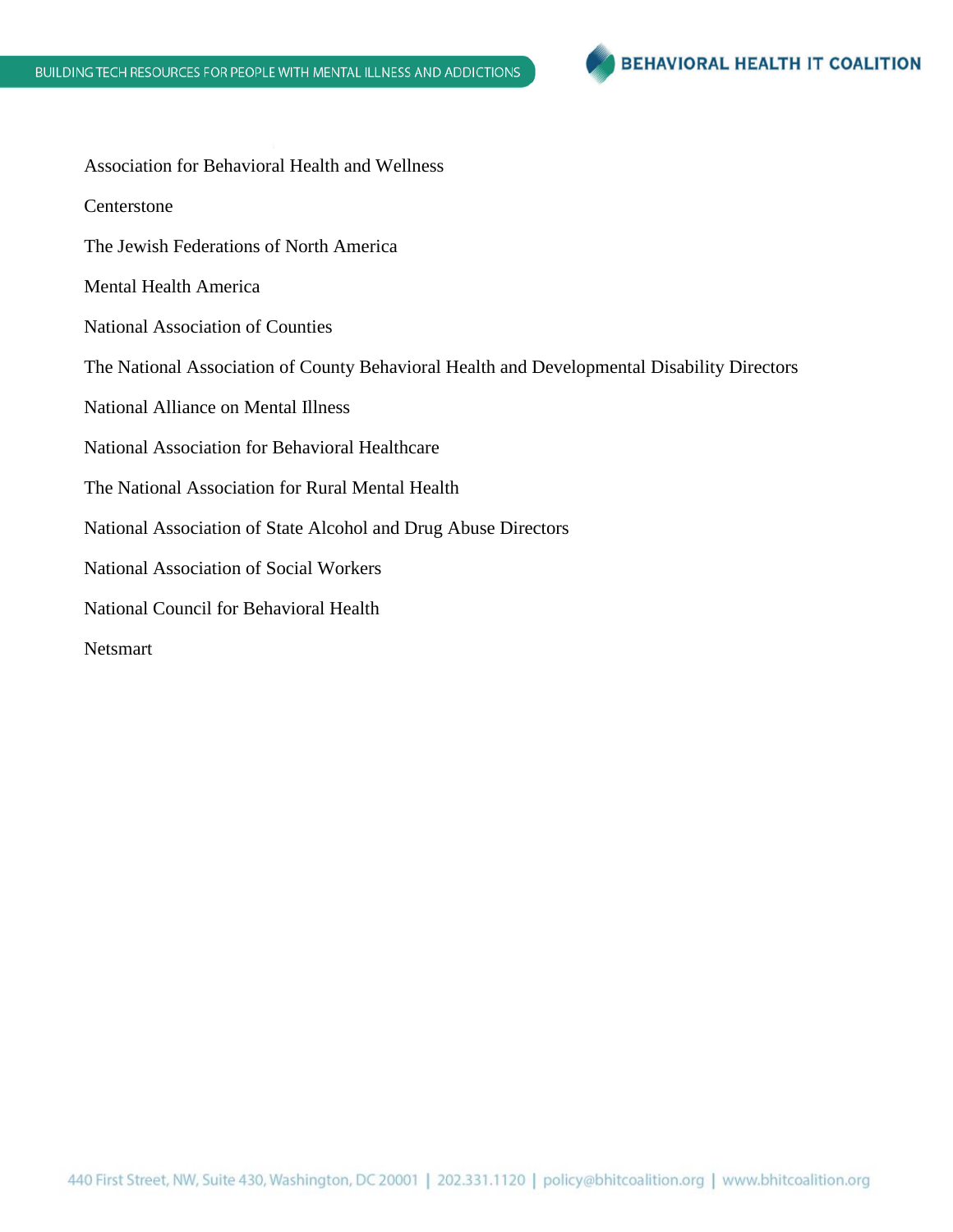Association for Behavioral Health and Wellness

Centerstone

The Jewish Federations of North America

Mental Health America

National Association of Counties

The National Association of County Behavioral Health and Developmental Disability Directors

National Alliance on Mental Illness

National Association for Behavioral Healthcare

The National Association for Rural Mental Health

National Association of State Alcohol and Drug Abuse Directors

National Association of Social Workers

National Council for Behavioral Health

Netsmart